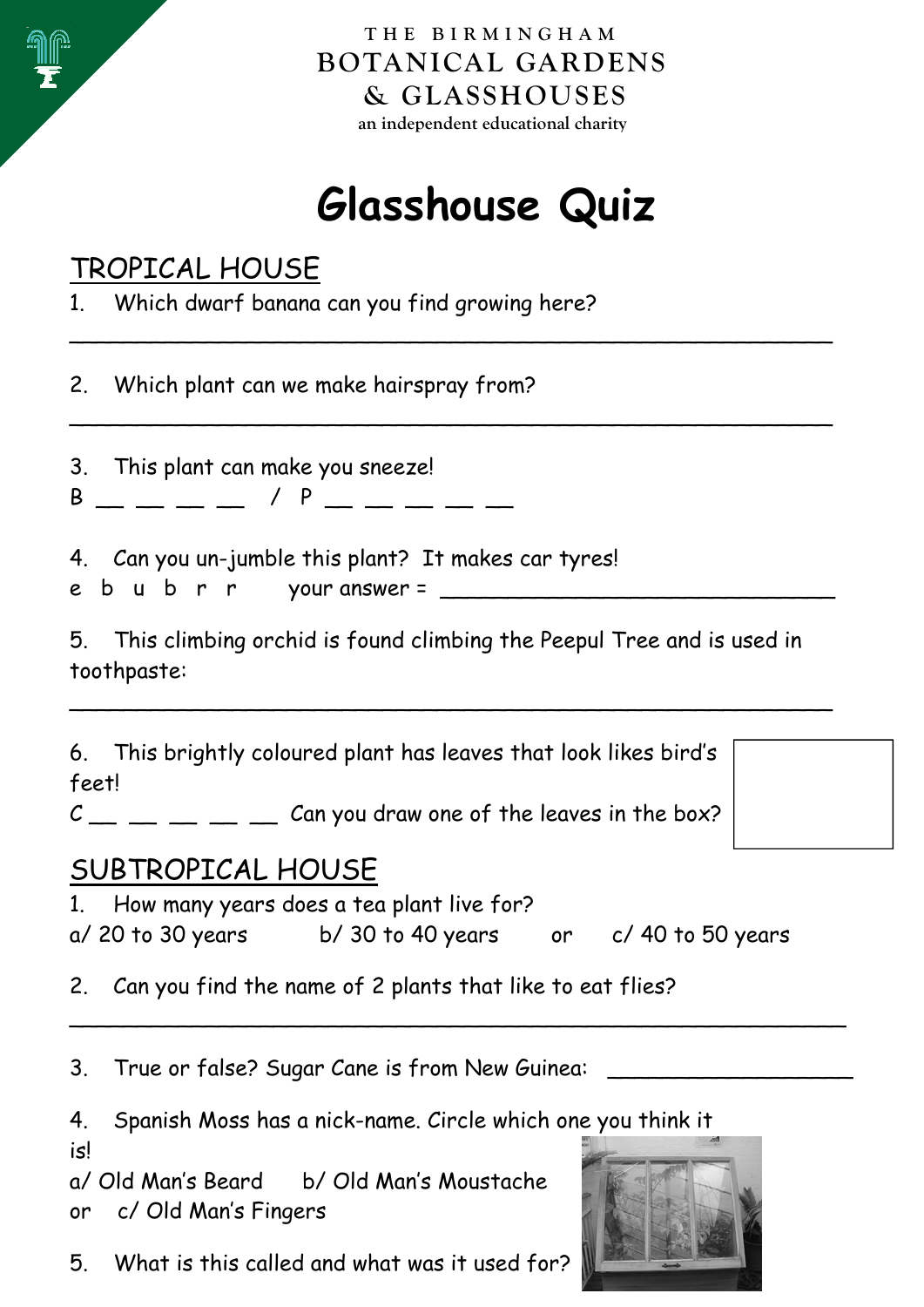THE BIRMINGHAM
BOTANICAL GARDENS
& GLASSHOUSES
an independent educational charity

# Glasshouse Quiz

## TROPICAL HOUSE

1. Which dwarf banana can you find growing here?

____________________________________________________________

2. Which plant can we make hairspray from?

____________________________________________________________

3. This plant can make you sneeze!

B __ __ __ __ / P __ __ __ __ __

4. Can you un-jumble this plant? It makes car tyres!

e b u b r r your answer = ______________________________

5. This climbing orchid is found climbing the Peepul Tree and is used in toothpaste:

____________________________________________________________

6. This brightly coloured plant has leaves that look likes bird's feet!

C __ __ __ __ __ Can you draw one of the leaves in the box?

## SUBTROPICAL HOUSE

1. How many years does a tea plant live for?

a/ 20 to 30 years b/ 30 to 40 years or c/ 40 to 50 years

2. Can you find the name of 2 plants that like to eat flies?

____________________________________________________________

3. True or false? Sugar Cane is from New Guinea: ____________________

4. Spanish Moss has a nick-name. Circle which one you think it is!

a/ Old Man's Beard b/ Old Man's Moustache or c/ Old Man's Fingers

5. What is this called and what was it used for?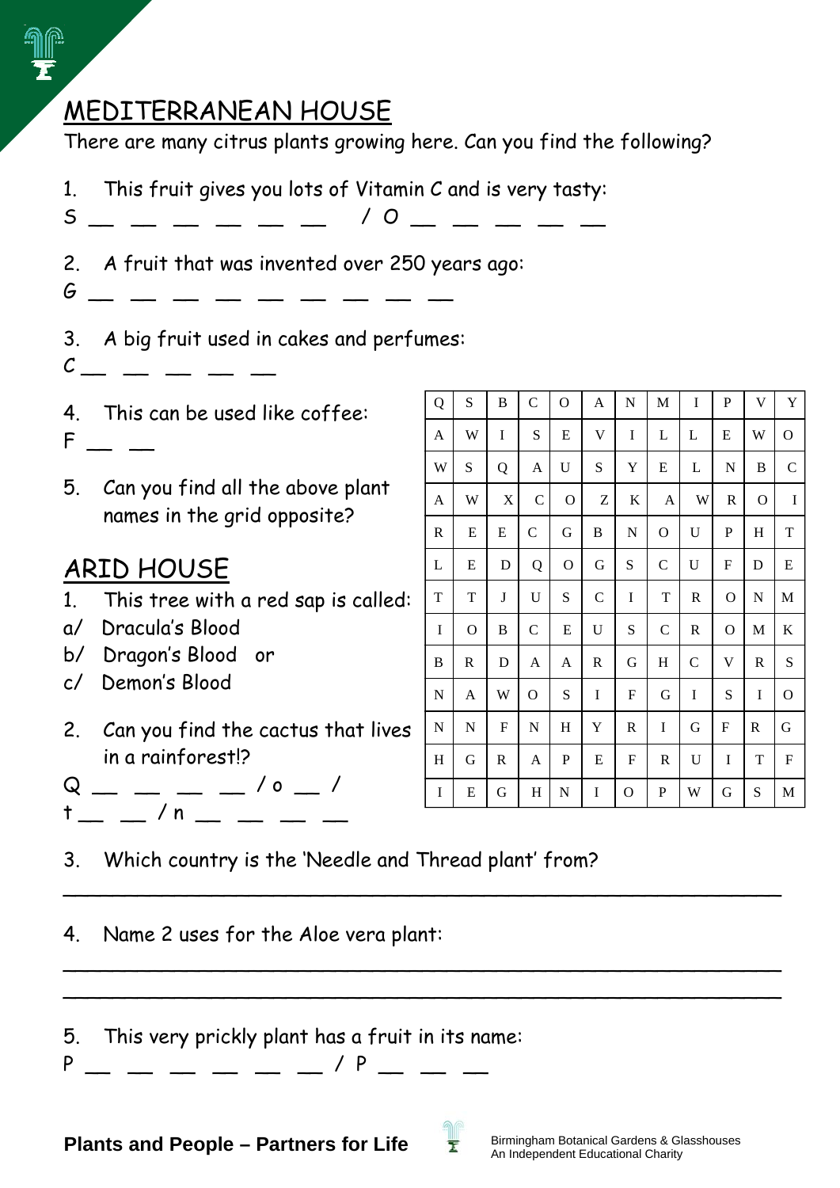# MEDITERRANEAN HOUSE

There are many citrus plants growing here. Can you find the following?

1. This fruit gives you lots of Vitamin C and is very tasty:
S __ __ __ __ __ __ / O __ __ __ __ __

2. A fruit that was invented over 250 years ago:
G __ __ __ __ __ __ __ __ __

3. A big fruit used in cakes and perfumes:
C __ __ __ __ __

4. This can be used like coffee:
F __ __

5. Can you find all the above plant names in the grid opposite?

| | | | | | | | | | | | |
|---|---|---|---|---|---|---|---|---|---|---|---|
| Q | S | B | C | O | A | N | M | I | P | V | Y |
| A | W | I | S | E | V | I | L | L | E | W | O |
| W | S | Q | A | U | S | Y | E | L | N | B | C |
| A | W | X | C | O | Z | K | A | W | R | O | I |
| R | E | E | C | G | B | N | O | U | P | H | T |
| L | E | D | Q | O | G | S | C | U | F | D | E |
| T | T | J | U | S | C | I | T | R | O | N | M |
| I | O | B | C | E | U | S | C | R | O | M | K |
| B | R | D | A | A | R | G | H | C | V | R | S |
| N | A | W | O | S | I | F | G | I | S | I | O |
| N | N | F | N | H | Y | R | I | G | F | R | G |
| H | G | R | A | P | E | F | R | U | I | T | F |
| I | E | G | H | N | I | O | P | W | G | S | M |

# ARID HOUSE

1. This tree with a red sap is called:
   a/ Dracula's Blood
   b/ Dragon's Blood or
   c/ Demon's Blood

2. Can you find the cactus that lives in a rainforest!?
Q __ __ __ __ / o __ / t __ __ / n __ __ __ __

3. Which country is the 'Needle and Thread plant' from?
______________________________________________________________

4. Name 2 uses for the Aloe vera plant:
______________________________________________________________
______________________________________________________________

5. This very prickly plant has a fruit in its name:
P __ __ __ __ __ __ / P __ __ __

**Plants and People – Partners for Life**

Birmingham Botanical Gardens & Glasshouses
An Independent Educational Charity